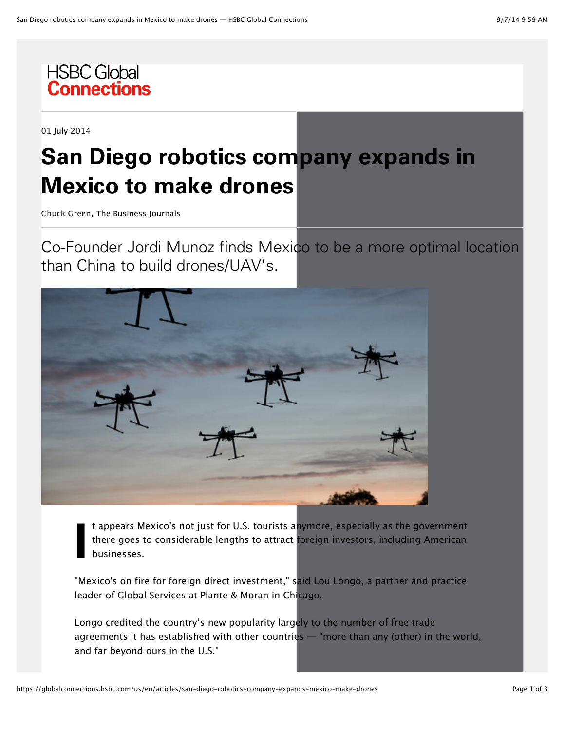HSBC Global
**Connections**

01 July 2014

# San Diego robotics company expands in Mexico to make drones

Chuck Green, The Business Journals

Co-Founder Jordi Munoz finds Mexico to be a more optimal location than China to build drones/UAV's.

It appears Mexico's not just for U.S. tourists anymore, especially as the government there goes to considerable lengths to attract foreign investors, including American businesses.

"Mexico's on fire for foreign direct investment," said Lou Longo, a partner and practice leader of Global Services at Plante & Moran in Chicago.

Longo credited the country's new popularity largely to the number of free trade agreements it has established with other countries — "more than any (other) in the world, and far beyond ours in the U.S."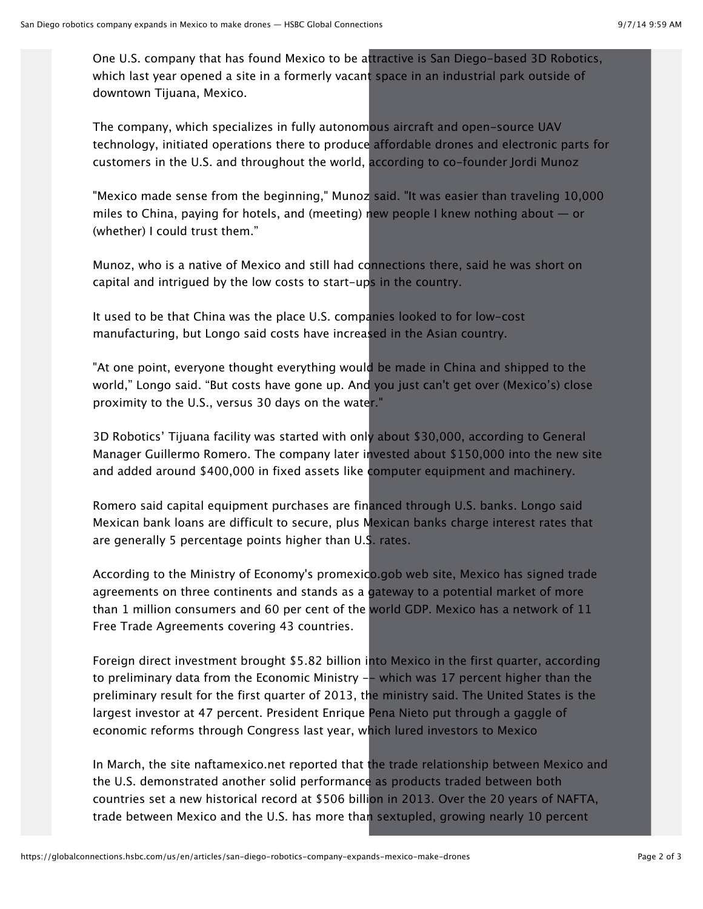One U.S. company that has found Mexico to be attractive is San Diego-based 3D Robotics, which last year opened a site in a formerly vacant space in an industrial park outside of downtown Tijuana, Mexico.

The company, which specializes in fully autonomous aircraft and open-source UAV technology, initiated operations there to produce affordable drones and electronic parts for customers in the U.S. and throughout the world, according to co-founder Jordi Munoz

"Mexico made sense from the beginning," Munoz said. "It was easier than traveling 10,000 miles to China, paying for hotels, and (meeting) new people I knew nothing about — or (whether) I could trust them."

Munoz, who is a native of Mexico and still had connections there, said he was short on capital and intrigued by the low costs to start-ups in the country.

It used to be that China was the place U.S. companies looked to for low-cost manufacturing, but Longo said costs have increased in the Asian country.

"At one point, everyone thought everything would be made in China and shipped to the world," Longo said. "But costs have gone up. And you just can't get over (Mexico's) close proximity to the U.S., versus 30 days on the water."

3D Robotics' Tijuana facility was started with only about $30,000, according to General Manager Guillermo Romero. The company later invested about $150,000 into the new site and added around $400,000 in fixed assets like computer equipment and machinery.

Romero said capital equipment purchases are financed through U.S. banks. Longo said Mexican bank loans are difficult to secure, plus Mexican banks charge interest rates that are generally 5 percentage points higher than U.S. rates.

According to the Ministry of Economy's promexico.gob web site, Mexico has signed trade agreements on three continents and stands as a gateway to a potential market of more than 1 million consumers and 60 per cent of the world GDP. Mexico has a network of 11 Free Trade Agreements covering 43 countries.

Foreign direct investment brought $5.82 billion into Mexico in the first quarter, according to preliminary data from the Economic Ministry -- which was 17 percent higher than the preliminary result for the first quarter of 2013, the ministry said. The United States is the largest investor at 47 percent. President Enrique Pena Nieto put through a gaggle of economic reforms through Congress last year, which lured investors to Mexico

In March, the site naftamexico.net reported that the trade relationship between Mexico and the U.S. demonstrated another solid performance as products traded between both countries set a new historical record at $506 billion in 2013. Over the 20 years of NAFTA, trade between Mexico and the U.S. has more than sextupled, growing nearly 10 percent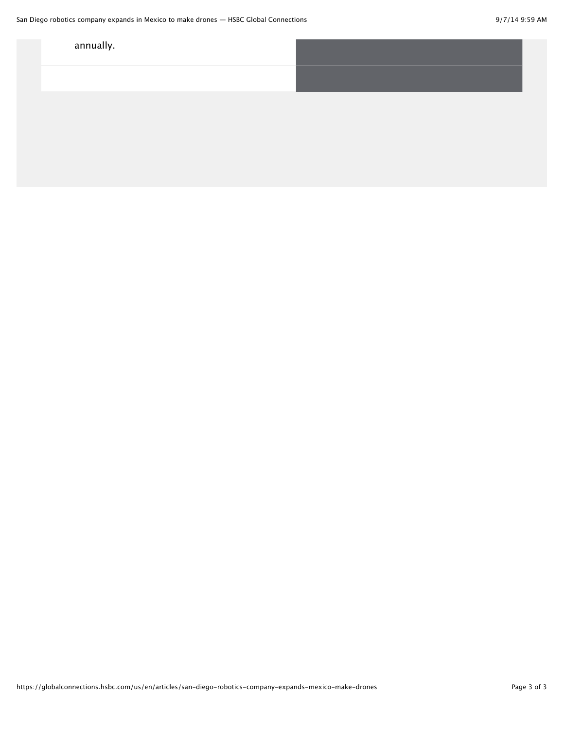annually.